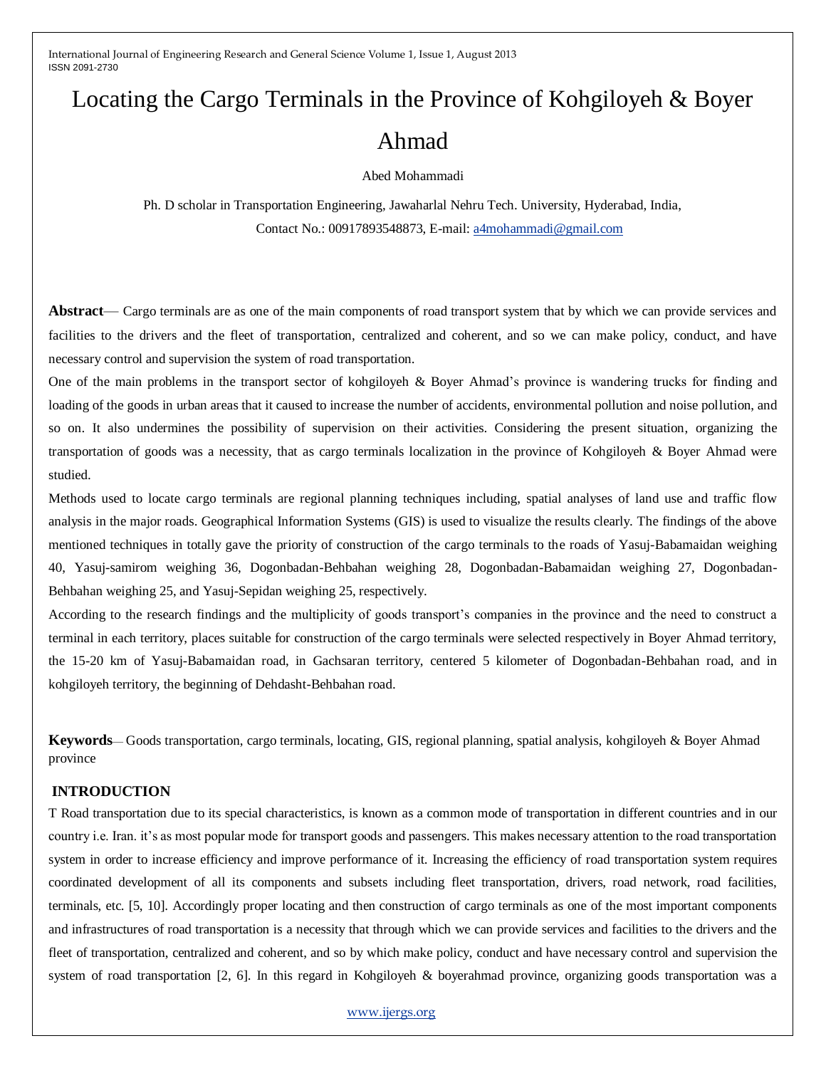# Locating the Cargo Terminals in the Province of Kohgiloyeh & Boyer Ahmad

Abed Mohammadi

Ph. D scholar in Transportation Engineering, Jawaharlal Nehru Tech. University, Hyderabad, India,

Contact No.: 00917893548873, E-mail: a4mohammadi@gmail.com

**Abstract**— Cargo terminals are as one of the main components of road transport system that by which we can provide services and facilities to the drivers and the fleet of transportation, centralized and coherent, and so we can make policy, conduct, and have necessary control and supervision the system of road transportation.

One of the main problems in the transport sector of kohgiloyeh & Boyer Ahmad's province is wandering trucks for finding and loading of the goods in urban areas that it caused to increase the number of accidents, environmental pollution and noise pollution, and so on. It also undermines the possibility of supervision on their activities. Considering the present situation, organizing the transportation of goods was a necessity, that as cargo terminals localization in the province of Kohgiloyeh & Boyer Ahmad were studied.

Methods used to locate cargo terminals are regional planning techniques including, spatial analyses of land use and traffic flow analysis in the major roads. Geographical Information Systems (GIS) is used to visualize the results clearly. The findings of the above mentioned techniques in totally gave the priority of construction of the cargo terminals to the roads of Yasuj-Babamaidan weighing 40, Yasuj-samirom weighing 36, Dogonbadan-Behbahan weighing 28, Dogonbadan-Babamaidan weighing 27, Dogonbadan-Behbahan weighing 25, and Yasuj-Sepidan weighing 25, respectively.

According to the research findings and the multiplicity of goods transport's companies in the province and the need to construct a terminal in each territory, places suitable for construction of the cargo terminals were selected respectively in Boyer Ahmad territory, the 15-20 km of Yasuj-Babamaidan road, in Gachsaran territory, centered 5 kilometer of Dogonbadan-Behbahan road, and in kohgiloyeh territory, the beginning of Dehdasht-Behbahan road.

**Keywords**— Goods transportation, cargo terminals, locating, GIS, regional planning, spatial analysis, kohgiloyeh & Boyer Ahmad province

## INTRODUCTION

T Road transportation due to its special characteristics, is known as a common mode of transportation in different countries and in our country i.e. Iran. it's as most popular mode for transport goods and passengers. This makes necessary attention to the road transportation system in order to increase efficiency and improve performance of it. Increasing the efficiency of road transportation system requires coordinated development of all its components and subsets including fleet transportation, drivers, road network, road facilities, terminals, etc. [5, 10]. Accordingly proper locating and then construction of cargo terminals as one of the most important components and infrastructures of road transportation is a necessity that through which we can provide services and facilities to the drivers and the fleet of transportation, centralized and coherent, and so by which make policy, conduct and have necessary control and supervision the system of road transportation [2, 6]. In this regard in Kohgiloyeh & boyerahmad province, organizing goods transportation was a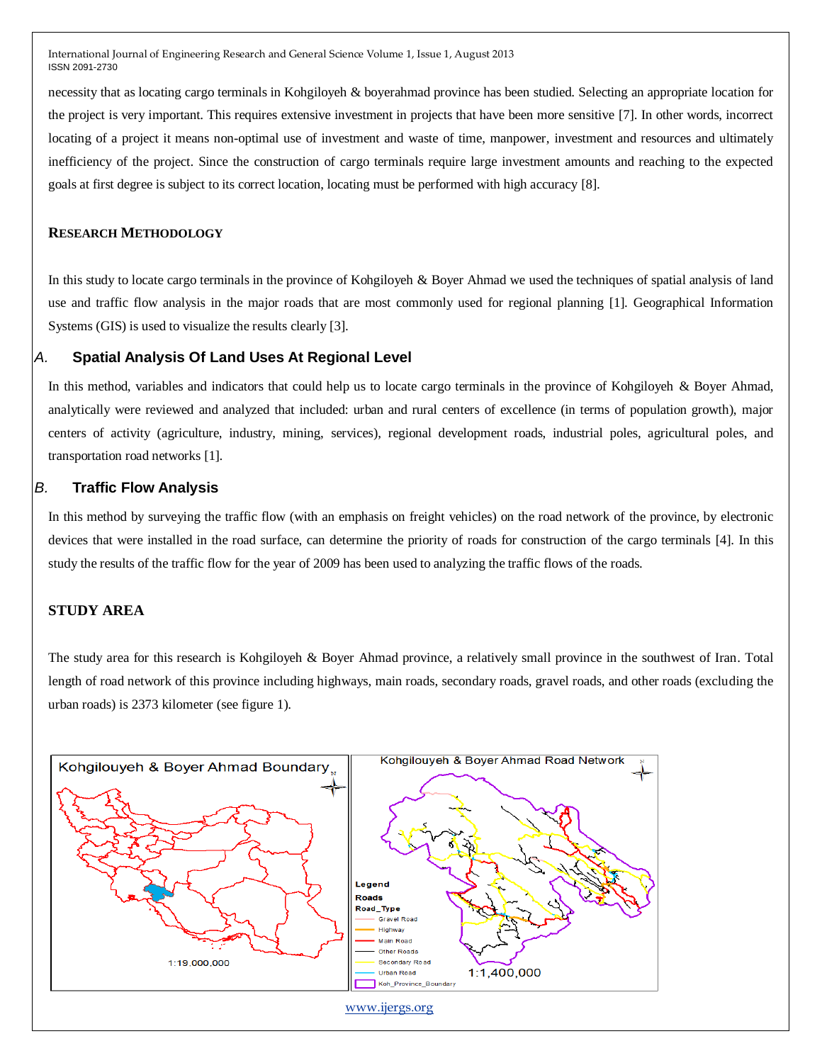necessity that as locating cargo terminals in Kohgiloyeh & boyerahmad province has been studied. Selecting an appropriate location for the project is very important. This requires extensive investment in projects that have been more sensitive [7]. In other words, incorrect locating of a project it means non-optimal use of investment and waste of time, manpower, investment and resources and ultimately inefficiency of the project. Since the construction of cargo terminals require large investment amounts and reaching to the expected goals at first degree is subject to its correct location, locating must be performed with high accuracy [8].

## RESEARCH METHODOLOGY

In this study to locate cargo terminals in the province of Kohgiloyeh & Boyer Ahmad we used the techniques of spatial analysis of land use and traffic flow analysis in the major roads that are most commonly used for regional planning [1]. Geographical Information Systems (GIS) is used to visualize the results clearly [3].

### A. Spatial Analysis Of Land Uses At Regional Level

In this method, variables and indicators that could help us to locate cargo terminals in the province of Kohgiloyeh & Boyer Ahmad, analytically were reviewed and analyzed that included: urban and rural centers of excellence (in terms of population growth), major centers of activity (agriculture, industry, mining, services), regional development roads, industrial poles, agricultural poles, and transportation road networks [1].

### B. Traffic Flow Analysis

In this method by surveying the traffic flow (with an emphasis on freight vehicles) on the road network of the province, by electronic devices that were installed in the road surface, can determine the priority of roads for construction of the cargo terminals [4]. In this study the results of the traffic flow for the year of 2009 has been used to analyzing the traffic flows of the roads.

## STUDY AREA

The study area for this research is Kohgiloyeh & Boyer Ahmad province, a relatively small province in the southwest of Iran. Total length of road network of this province including highways, main roads, secondary roads, gravel roads, and other roads (excluding the urban roads) is 2373 kilometer (see figure 1).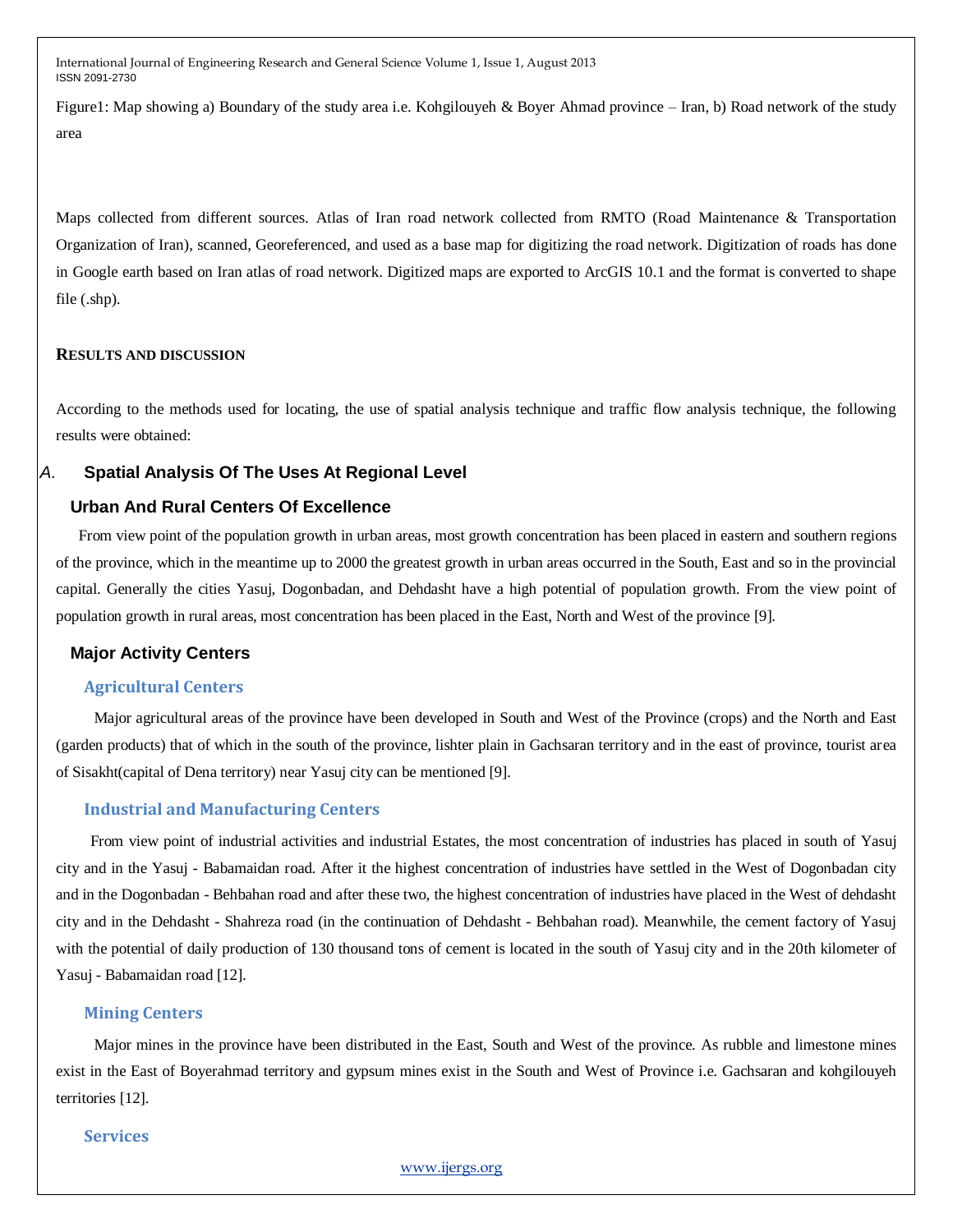Figure1: Map showing a) Boundary of the study area i.e. Kohgilouyeh & Boyer Ahmad province – Iran, b) Road network of the study area

Maps collected from different sources. Atlas of Iran road network collected from RMTO (Road Maintenance & Transportation Organization of Iran), scanned, Georeferenced, and used as a base map for digitizing the road network. Digitization of roads has done in Google earth based on Iran atlas of road network. Digitized maps are exported to ArcGIS 10.1 and the format is converted to shape file (.shp).

## RESULTS AND DISCUSSION

According to the methods used for locating, the use of spatial analysis technique and traffic flow analysis technique, the following results were obtained:

### A. Spatial Analysis Of The Uses At Regional Level

#### Urban And Rural Centers Of Excellence

From view point of the population growth in urban areas, most growth concentration has been placed in eastern and southern regions of the province, which in the meantime up to 2000 the greatest growth in urban areas occurred in the South, East and so in the provincial capital. Generally the cities Yasuj, Dogonbadan, and Dehdasht have a high potential of population growth. From the view point of population growth in rural areas, most concentration has been placed in the East, North and West of the province [9].

#### Major Activity Centers

##### Agricultural Centers

Major agricultural areas of the province have been developed in South and West of the Province (crops) and the North and East (garden products) that of which in the south of the province, lishter plain in Gachsaran territory and in the east of province, tourist area of Sisakht(capital of Dena territory) near Yasuj city can be mentioned [9].

##### Industrial and Manufacturing Centers

From view point of industrial activities and industrial Estates, the most concentration of industries has placed in south of Yasuj city and in the Yasuj - Babamaidan road. After it the highest concentration of industries have settled in the West of Dogonbadan city and in the Dogonbadan - Behbahan road and after these two, the highest concentration of industries have placed in the West of dehdasht city and in the Dehdasht - Shahreza road (in the continuation of Dehdasht - Behbahan road). Meanwhile, the cement factory of Yasuj with the potential of daily production of 130 thousand tons of cement is located in the south of Yasuj city and in the 20th kilometer of Yasuj - Babamaidan road [12].

##### Mining Centers

Major mines in the province have been distributed in the East, South and West of the province. As rubble and limestone mines exist in the East of Boyerahmad territory and gypsum mines exist in the South and West of Province i.e. Gachsaran and kohgilouyeh territories [12].

##### Services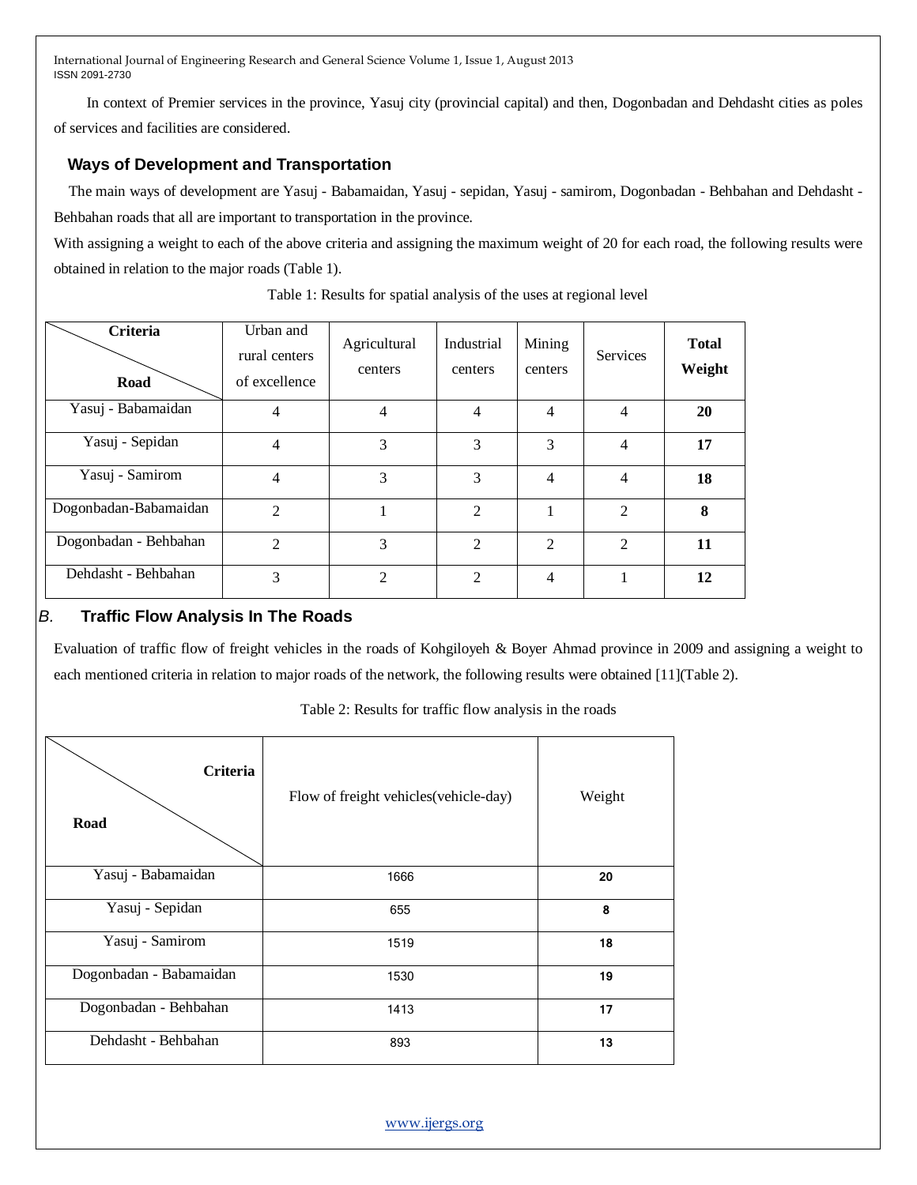In context of Premier services in the province, Yasuj city (provincial capital) and then, Dogonbadan and Dehdasht cities as poles of services and facilities are considered.

### Ways of Development and Transportation

The main ways of development are Yasuj - Babamaidan, Yasuj - sepidan, Yasuj - samirom, Dogonbadan - Behbahan and Dehdasht - Behbahan roads that all are important to transportation in the province.

With assigning a weight to each of the above criteria and assigning the maximum weight of 20 for each road, the following results were obtained in relation to the major roads (Table 1).

Table 1: Results for spatial analysis of the uses at regional level

| Criteria / Road | Urban and rural centers of excellence | Agricultural centers | Industrial centers | Mining centers | Services | **Total Weight** |
|---|---|---|---|---|---|---|
| Yasuj - Babamaidan | 4 | 4 | 4 | 4 | 4 | **20** |
| Yasuj - Sepidan | 4 | 3 | 3 | 3 | 4 | **17** |
| Yasuj - Samirom | 4 | 3 | 3 | 4 | 4 | **18** |
| Dogonbadan-Babamaidan | 2 | 1 | 2 | 1 | 2 | **8** |
| Dogonbadan - Behbahan | 2 | 3 | 2 | 2 | 2 | **11** |
| Dehdasht - Behbahan | 3 | 2 | 2 | 4 | 1 | **12** |

### *B.* Traffic Flow Analysis In The Roads

Evaluation of traffic flow of freight vehicles in the roads of Kohgiloyeh & Boyer Ahmad province in 2009 and assigning a weight to each mentioned criteria in relation to major roads of the network, the following results were obtained [11](Table 2).

Table 2: Results for traffic flow analysis in the roads

| Criteria / Road | Flow of freight vehicles(vehicle-day) | Weight |
|---|---|---|
| Yasuj - Babamaidan | 1666 | **20** |
| Yasuj - Sepidan | 655 | **8** |
| Yasuj - Samirom | 1519 | **18** |
| Dogonbadan - Babamaidan | 1530 | **19** |
| Dogonbadan - Behbahan | 1413 | **17** |
| Dehdasht - Behbahan | 893 | **13** |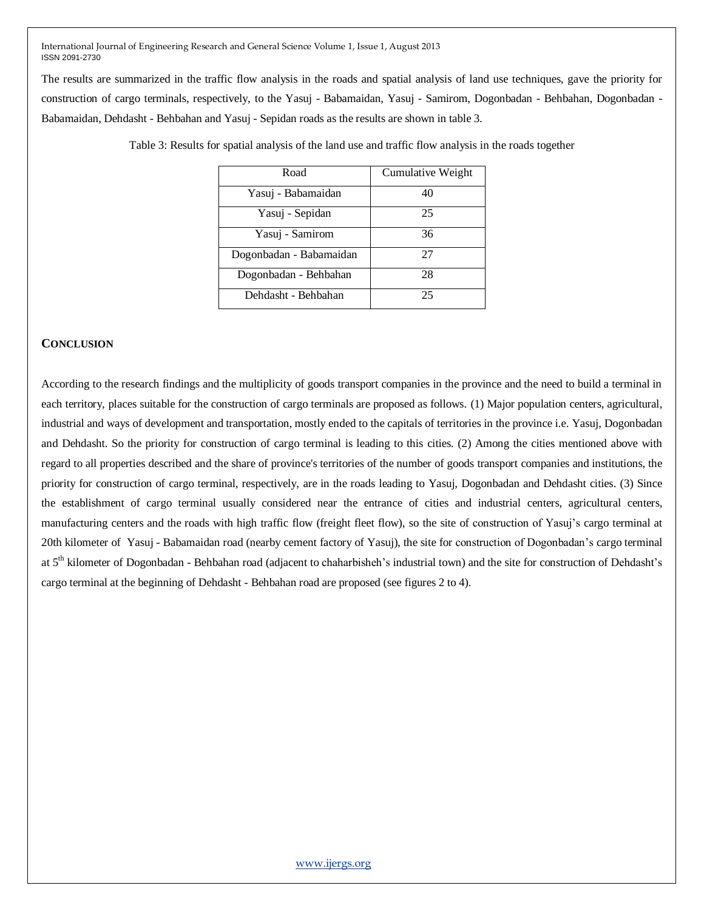The results are summarized in the traffic flow analysis in the roads and spatial analysis of land use techniques, gave the priority for construction of cargo terminals, respectively, to the Yasuj - Babamaidan, Yasuj - Samirom, Dogonbadan - Behbahan, Dogonbadan - Babamaidan, Dehdasht - Behbahan and Yasuj - Sepidan roads as the results are shown in table 3.

Table 3: Results for spatial analysis of the land use and traffic flow analysis in the roads together

| Road | Cumulative Weight |
| --- | --- |
| Yasuj - Babamaidan | 40 |
| Yasuj - Sepidan | 25 |
| Yasuj - Samirom | 36 |
| Dogonbadan - Babamaidan | 27 |
| Dogonbadan - Behbahan | 28 |
| Dehdasht - Behbahan | 25 |

## CONCLUSION

According to the research findings and the multiplicity of goods transport companies in the province and the need to build a terminal in each territory, places suitable for the construction of cargo terminals are proposed as follows. (1) Major population centers, agricultural, industrial and ways of development and transportation, mostly ended to the capitals of territories in the province i.e. Yasuj, Dogonbadan and Dehdasht. So the priority for construction of cargo terminal is leading to this cities. (2) Among the cities mentioned above with regard to all properties described and the share of province's territories of the number of goods transport companies and institutions, the priority for construction of cargo terminal, respectively, are in the roads leading to Yasuj, Dogonbadan and Dehdasht cities. (3) Since the establishment of cargo terminal usually considered near the entrance of cities and industrial centers, agricultural centers, manufacturing centers and the roads with high traffic flow (freight fleet flow), so the site of construction of Yasuj's cargo terminal at 20th kilometer of Yasuj - Babamaidan road (nearby cement factory of Yasuj), the site for construction of Dogonbadan's cargo terminal at 5th kilometer of Dogonbadan - Behbahan road (adjacent to chaharbisheh's industrial town) and the site for construction of Dehdasht's cargo terminal at the beginning of Dehdasht - Behbahan road are proposed (see figures 2 to 4).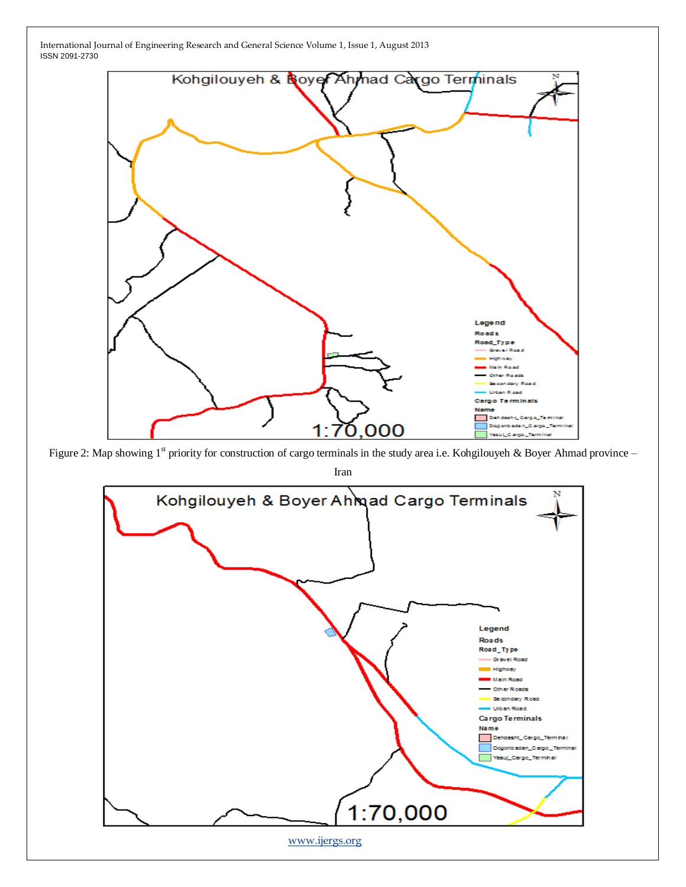Figure 2: Map showing 1st priority for construction of cargo terminals in the study area i.e. Kohgilouyeh & Boyer Ahmad province – Iran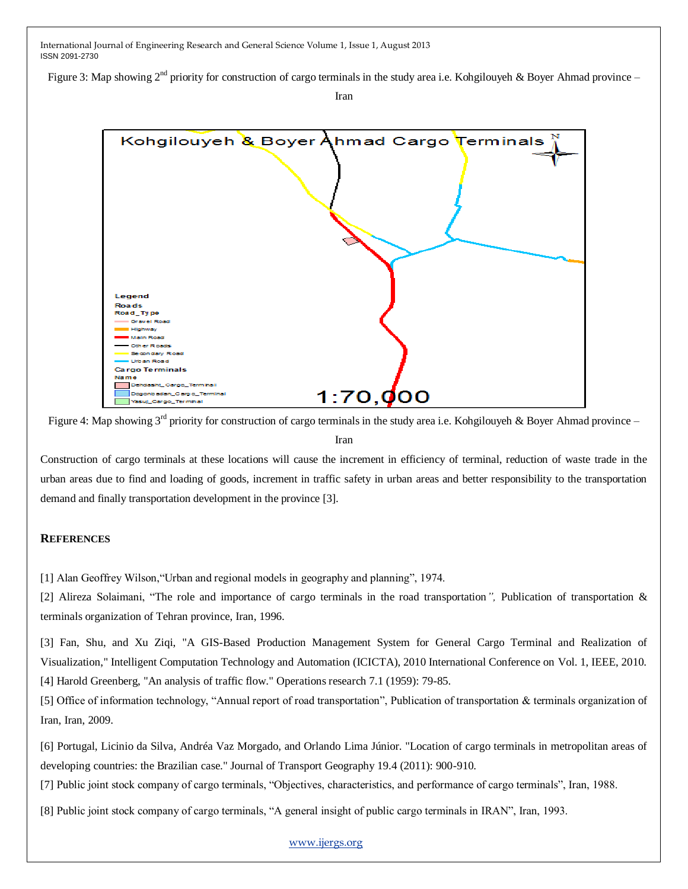Figure 3: Map showing 2nd priority for construction of cargo terminals in the study area i.e. Kohgilouyeh & Boyer Ahmad province – Iran

Figure 4: Map showing 3rd priority for construction of cargo terminals in the study area i.e. Kohgilouyeh & Boyer Ahmad province – Iran

Construction of cargo terminals at these locations will cause the increment in efficiency of terminal, reduction of waste trade in the urban areas due to find and loading of goods, increment in traffic safety in urban areas and better responsibility to the transportation demand and finally transportation development in the province [3].

## REFERENCES

[1] Alan Geoffrey Wilson,"Urban and regional models in geography and planning", 1974.

[2] Alireza Solaimani, "The role and importance of cargo terminals in the road transportation", Publication of transportation & terminals organization of Tehran province, Iran, 1996.

[3] Fan, Shu, and Xu Ziqi, "A GIS-Based Production Management System for General Cargo Terminal and Realization of Visualization," Intelligent Computation Technology and Automation (ICICTA), 2010 International Conference on Vol. 1, IEEE, 2010.

[4] Harold Greenberg, "An analysis of traffic flow." Operations research 7.1 (1959): 79-85.

[5] Office of information technology, "Annual report of road transportation", Publication of transportation & terminals organization of Iran, Iran, 2009.

[6] Portugal, Licinio da Silva, Andréa Vaz Morgado, and Orlando Lima Júnior. "Location of cargo terminals in metropolitan areas of developing countries: the Brazilian case." Journal of Transport Geography 19.4 (2011): 900-910.

[7] Public joint stock company of cargo terminals, "Objectives, characteristics, and performance of cargo terminals", Iran, 1988.

[8] Public joint stock company of cargo terminals, "A general insight of public cargo terminals in IRAN", Iran, 1993.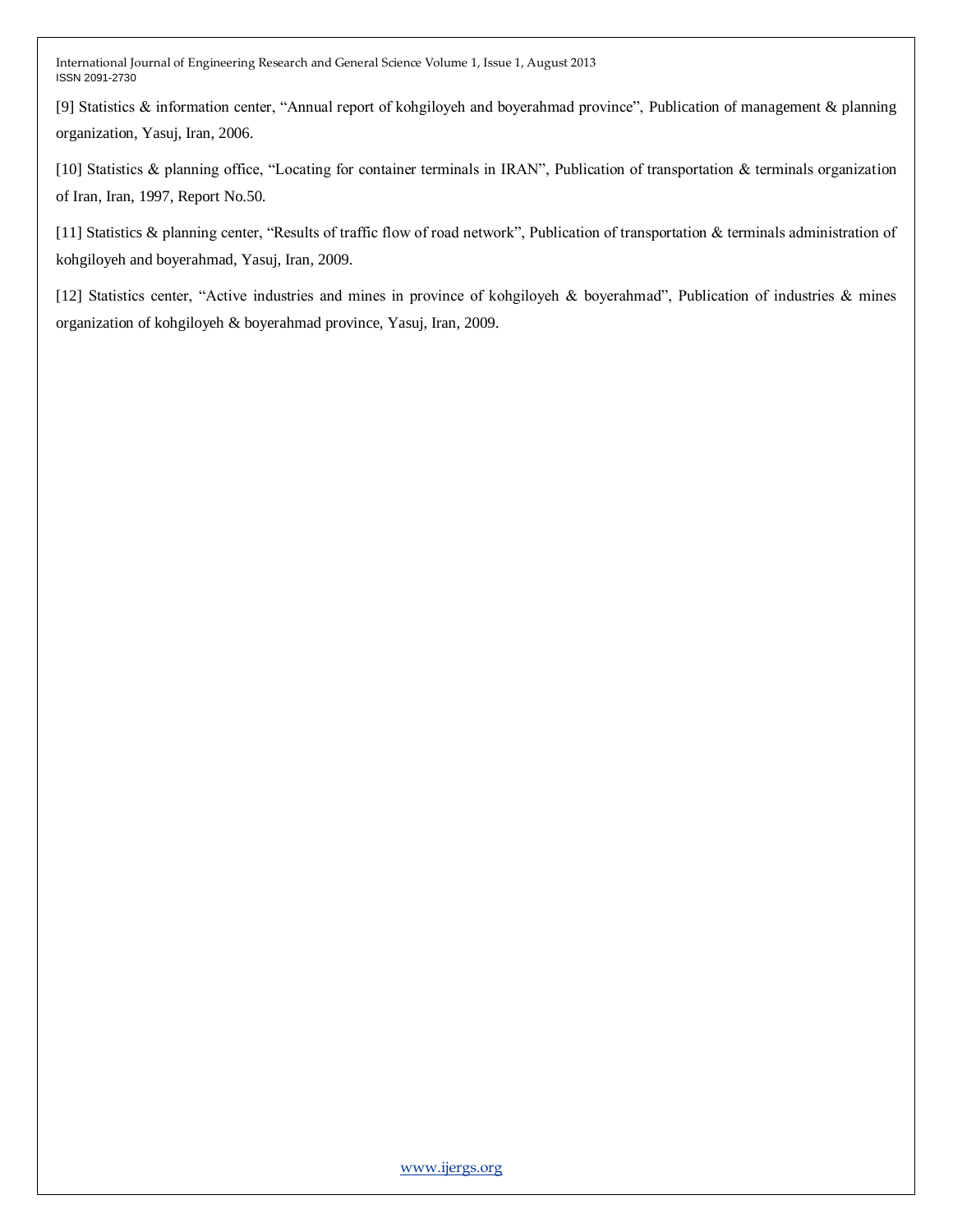[9] Statistics & information center, “Annual report of kohgiloyeh and boyerahmad province”, Publication of management & planning organization, Yasuj, Iran, 2006.

[10] Statistics & planning office, “Locating for container terminals in IRAN”, Publication of transportation & terminals organization of Iran, Iran, 1997, Report No.50.

[11] Statistics & planning center, “Results of traffic flow of road network”, Publication of transportation & terminals administration of kohgiloyeh and boyerahmad, Yasuj, Iran, 2009.

[12] Statistics center, “Active industries and mines in province of kohgiloyeh & boyerahmad”, Publication of industries & mines organization of kohgiloyeh & boyerahmad province, Yasuj, Iran, 2009.